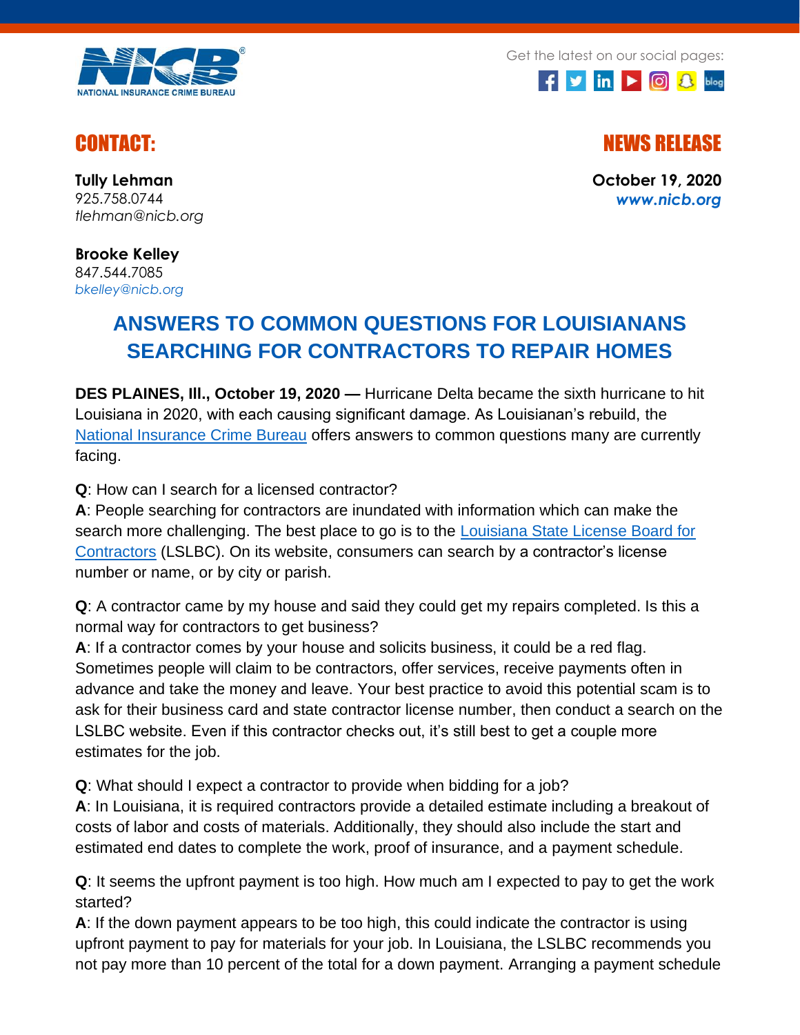NATIONAL INSURANCE CRIME BUREAU

Get the latest on our social pages:

## CONTACT:

**Tully Lehman**
925.758.0744
*tlehman@nicb.org*

**Brooke Kelley**
847.544.7085
*bkelley@nicb.org*

## NEWS RELEASE

**October 19, 2020**
***www.nicb.org***

# ANSWERS TO COMMON QUESTIONS FOR LOUISIANANS SEARCHING FOR CONTRACTORS TO REPAIR HOMES

**DES PLAINES, Ill., October 19, 2020 —** Hurricane Delta became the sixth hurricane to hit Louisiana in 2020, with each causing significant damage. As Louisianan's rebuild, the National Insurance Crime Bureau offers answers to common questions many are currently facing.

**Q**: How can I search for a licensed contractor?
**A**: People searching for contractors are inundated with information which can make the search more challenging. The best place to go is to the Louisiana State License Board for Contractors (LSLBC). On its website, consumers can search by a contractor's license number or name, or by city or parish.

**Q**: A contractor came by my house and said they could get my repairs completed. Is this a normal way for contractors to get business?
**A**: If a contractor comes by your house and solicits business, it could be a red flag. Sometimes people will claim to be contractors, offer services, receive payments often in advance and take the money and leave. Your best practice to avoid this potential scam is to ask for their business card and state contractor license number, then conduct a search on the LSLBC website. Even if this contractor checks out, it's still best to get a couple more estimates for the job.

**Q**: What should I expect a contractor to provide when bidding for a job?
**A**: In Louisiana, it is required contractors provide a detailed estimate including a breakout of costs of labor and costs of materials. Additionally, they should also include the start and estimated end dates to complete the work, proof of insurance, and a payment schedule.

**Q**: It seems the upfront payment is too high. How much am I expected to pay to get the work started?
**A**: If the down payment appears to be too high, this could indicate the contractor is using upfront payment to pay for materials for your job. In Louisiana, the LSLBC recommends you not pay more than 10 percent of the total for a down payment. Arranging a payment schedule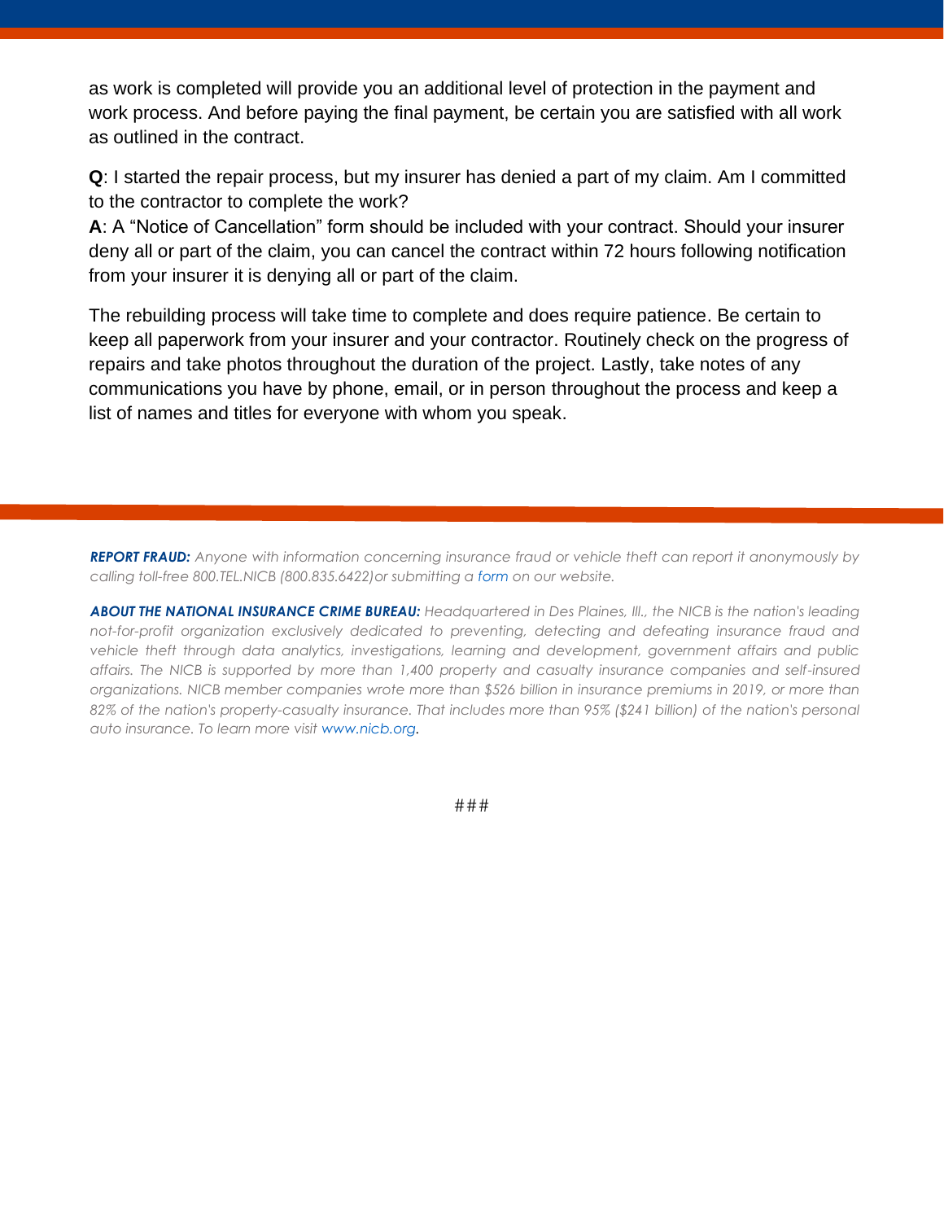as work is completed will provide you an additional level of protection in the payment and work process. And before paying the final payment, be certain you are satisfied with all work as outlined in the contract.

**Q**: I started the repair process, but my insurer has denied a part of my claim. Am I committed to the contractor to complete the work?
**A**: A "Notice of Cancellation" form should be included with your contract. Should your insurer deny all or part of the claim, you can cancel the contract within 72 hours following notification from your insurer it is denying all or part of the claim.

The rebuilding process will take time to complete and does require patience. Be certain to keep all paperwork from your insurer and your contractor. Routinely check on the progress of repairs and take photos throughout the duration of the project. Lastly, take notes of any communications you have by phone, email, or in person throughout the process and keep a list of names and titles for everyone with whom you speak.

***REPORT FRAUD:*** *Anyone with information concerning insurance fraud or vehicle theft can report it anonymously by calling toll-free 800.TEL.NICB (800.835.6422)or submitting a form on our website.*

***ABOUT THE NATIONAL INSURANCE CRIME BUREAU:*** *Headquartered in Des Plaines, Ill., the NICB is the nation's leading not-for-profit organization exclusively dedicated to preventing, detecting and defeating insurance fraud and vehicle theft through data analytics, investigations, learning and development, government affairs and public affairs. The NICB is supported by more than 1,400 property and casualty insurance companies and self-insured organizations. NICB member companies wrote more than $526 billion in insurance premiums in 2019, or more than 82% of the nation's property-casualty insurance. That includes more than 95% ($241 billion) of the nation's personal auto insurance. To learn more visit www.nicb.org.*

###